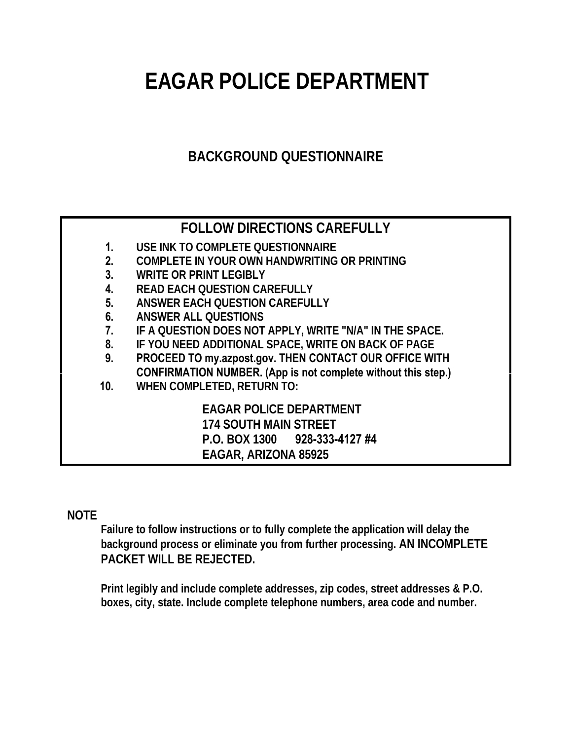# EAGAR POLICE DEPARTMENT

## BACKGROUND QUESTIONNAIRE

### FOLLOW DIRECTIONS CAREFULLY

1. USE INK TO COMPLETE QUESTIONNAIRE
2. COMPLETE IN YOUR OWN HANDWRITING OR PRINTING
3. WRITE OR PRINT LEGIBLY
4. READ EACH QUESTION CAREFULLY
5. ANSWER EACH QUESTION CAREFULLY
6. ANSWER ALL QUESTIONS
7. IF A QUESTION DOES NOT APPLY, WRITE "N/A" IN THE SPACE.
8. IF YOU NEED ADDITIONAL SPACE, WRITE ON BACK OF PAGE
9. PROCEED TO my.azpost.gov. THEN CONTACT OUR OFFICE WITH CONFIRMATION NUMBER. (App is not complete without this step.)
10. WHEN COMPLETED, RETURN TO:

    EAGAR POLICE DEPARTMENT
    174 SOUTH MAIN STREET
    P.O. BOX 1300      928-333-4127 #4
    EAGAR, ARIZONA 85925

**NOTE**

**Failure to follow instructions or to fully complete the application will delay the background process or eliminate you from further processing. AN INCOMPLETE PACKET WILL BE REJECTED.**

**Print legibly and include complete addresses, zip codes, street addresses & P.O. boxes, city, state. Include complete telephone numbers, area code and number.**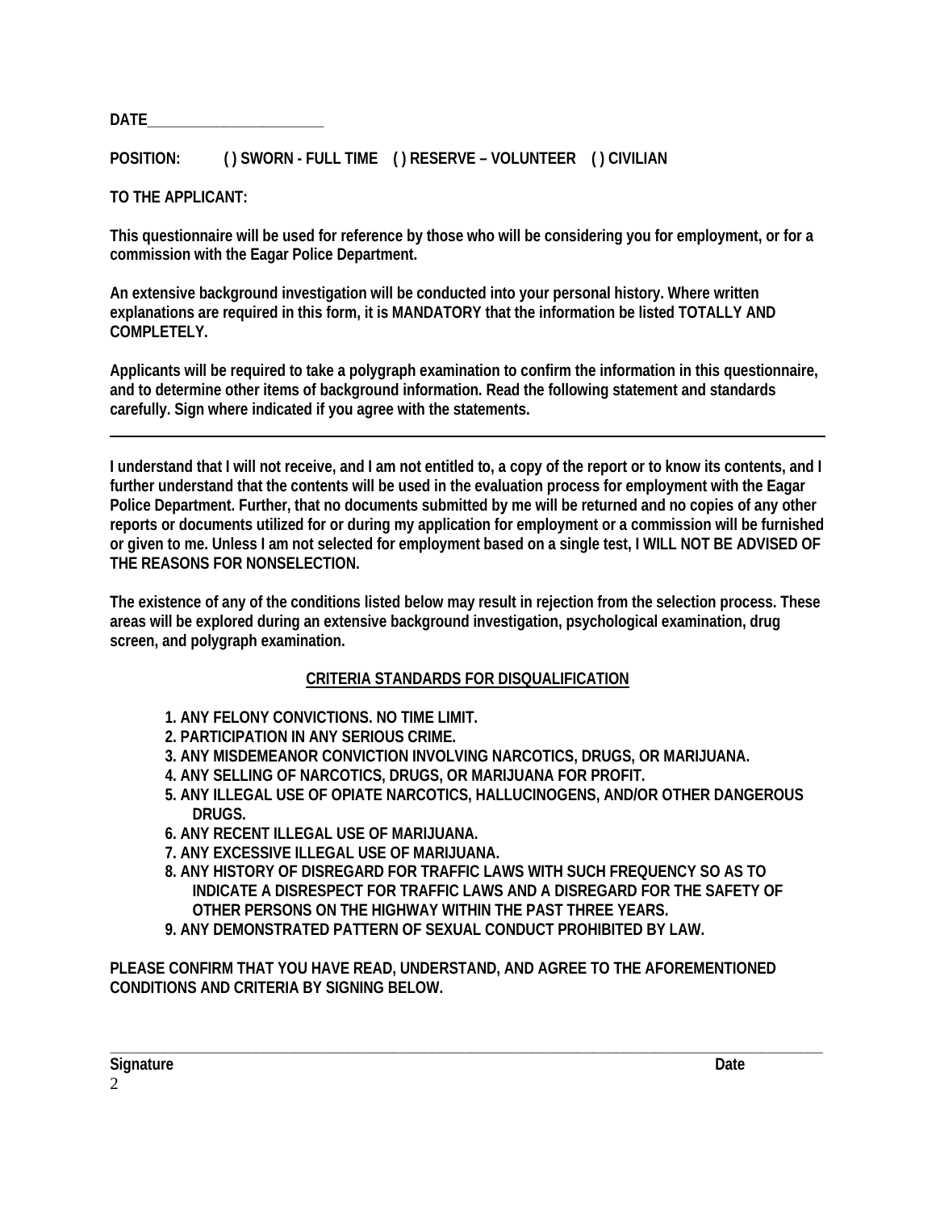**DATE_______________________**

**POSITION: ( ) SWORN - FULL TIME ( ) RESERVE – VOLUNTEER ( ) CIVILIAN**

**TO THE APPLICANT:**

**This questionnaire will be used for reference by those who will be considering you for employment, or for a commission with the Eagar Police Department.**

**An extensive background investigation will be conducted into your personal history. Where written explanations are required in this form, it is MANDATORY that the information be listed TOTALLY AND COMPLETELY.**

**Applicants will be required to take a polygraph examination to confirm the information in this questionnaire, and to determine other items of background information. Read the following statement and standards carefully. Sign where indicated if you agree with the statements.**

---

**I understand that I will not receive, and I am not entitled to, a copy of the report or to know its contents, and I further understand that the contents will be used in the evaluation process for employment with the Eagar Police Department. Further, that no documents submitted by me will be returned and no copies of any other reports or documents utilized for or during my application for employment or a commission will be furnished or given to me. Unless I am not selected for employment based on a single test, I WILL NOT BE ADVISED OF THE REASONS FOR NONSELECTION.**

**The existence of any of the conditions listed below may result in rejection from the selection process. These areas will be explored during an extensive background investigation, psychological examination, drug screen, and polygraph examination.**

## CRITERIA STANDARDS FOR DISQUALIFICATION

1. **ANY FELONY CONVICTIONS. NO TIME LIMIT.**
2. **PARTICIPATION IN ANY SERIOUS CRIME.**
3. **ANY MISDEMEANOR CONVICTION INVOLVING NARCOTICS, DRUGS, OR MARIJUANA.**
4. **ANY SELLING OF NARCOTICS, DRUGS, OR MARIJUANA FOR PROFIT.**
5. **ANY ILLEGAL USE OF OPIATE NARCOTICS, HALLUCINOGENS, AND/OR OTHER DANGEROUS DRUGS.**
6. **ANY RECENT ILLEGAL USE OF MARIJUANA.**
7. **ANY EXCESSIVE ILLEGAL USE OF MARIJUANA.**
8. **ANY HISTORY OF DISREGARD FOR TRAFFIC LAWS WITH SUCH FREQUENCY SO AS TO INDICATE A DISRESPECT FOR TRAFFIC LAWS AND A DISREGARD FOR THE SAFETY OF OTHER PERSONS ON THE HIGHWAY WITHIN THE PAST THREE YEARS.**
9. **ANY DEMONSTRATED PATTERN OF SEXUAL CONDUCT PROHIBITED BY LAW.**

**PLEASE CONFIRM THAT YOU HAVE READ, UNDERSTAND, AND AGREE TO THE AFOREMENTIONED CONDITIONS AND CRITERIA BY SIGNING BELOW.**

_______________________________________________________________________________

**Signature** **Date**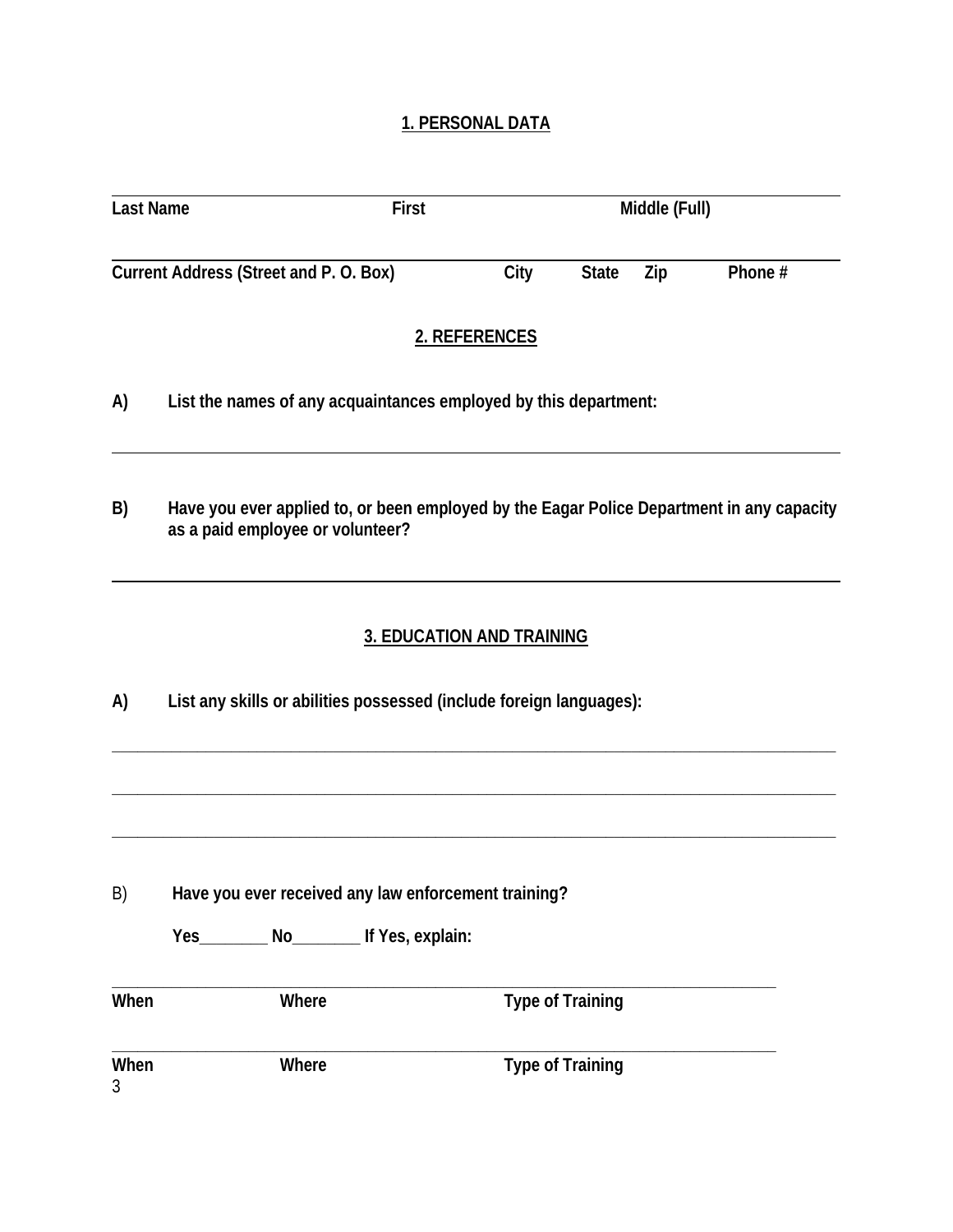## 1. PERSONAL DATA

______________________________________________________________________________

**Last Name** **First** **Middle (Full)**

______________________________________________________________________________

**Current Address (Street and P. O. Box)** **City** **State** **Zip** **Phone #**

## 2. REFERENCES

**A)** **List the names of any acquaintances employed by this department:**

______________________________________________________________________________

**B)** **Have you ever applied to, or been employed by the Eagar Police Department in any capacity as a paid employee or volunteer?**

______________________________________________________________________________

## 3. EDUCATION AND TRAINING

**A)** **List any skills or abilities possessed (include foreign languages):**

______________________________________________________________________________

______________________________________________________________________________

______________________________________________________________________________

B) **Have you ever received any law enforcement training?**

**Yes________ No________ If Yes, explain:**

______________________________________________________________________________

**When** **Where** **Type of Training**

______________________________________________________________________________

**When** **Where** **Type of Training**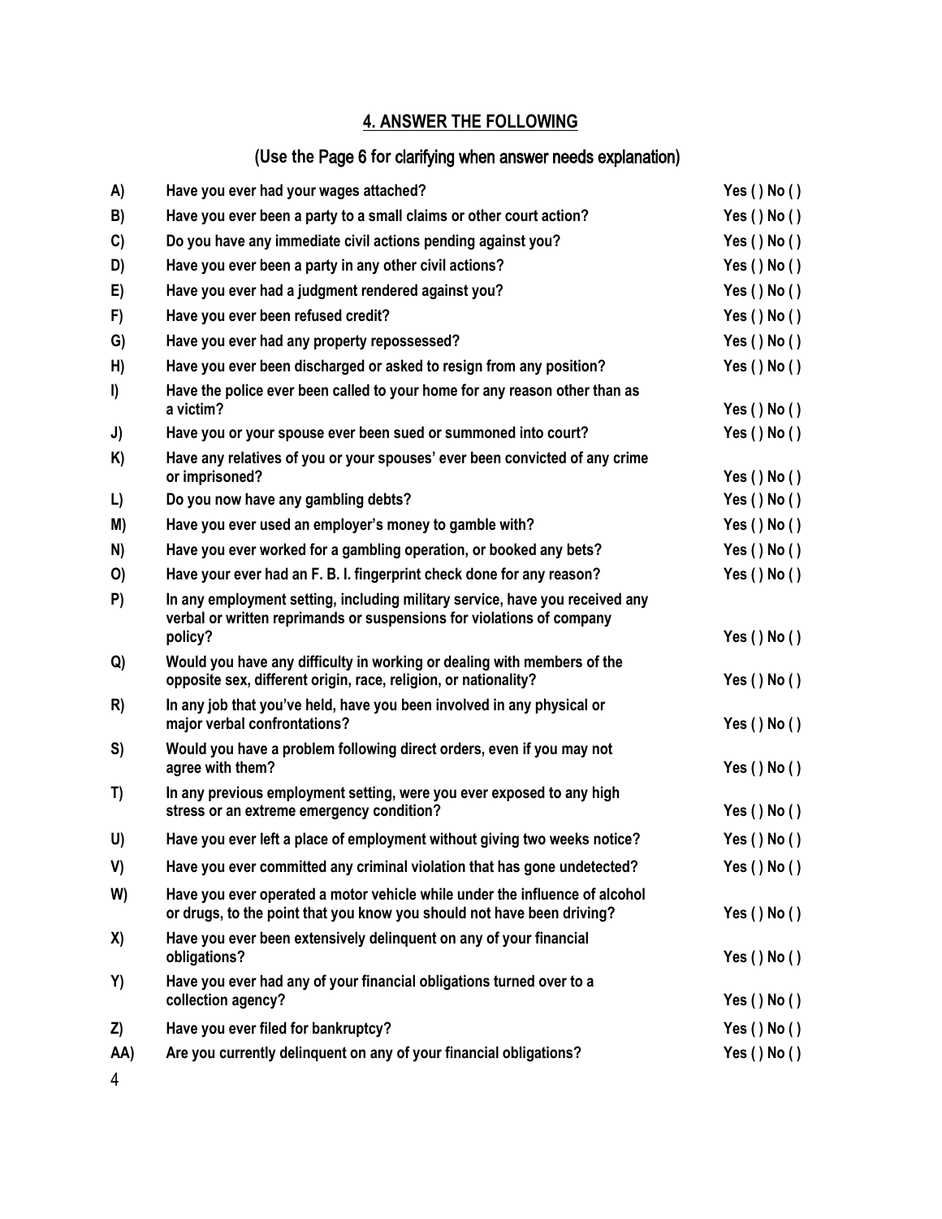## 4. ANSWER THE FOLLOWING

### (Use the Page 6 for clarifying when answer needs explanation)

| | | |
|---|---|---|
| A) | Have you ever had your wages attached? | Yes ( ) No ( ) |
| B) | Have you ever been a party to a small claims or other court action? | Yes ( ) No ( ) |
| C) | Do you have any immediate civil actions pending against you? | Yes ( ) No ( ) |
| D) | Have you ever been a party in any other civil actions? | Yes ( ) No ( ) |
| E) | Have you ever had a judgment rendered against you? | Yes ( ) No ( ) |
| F) | Have you ever been refused credit? | Yes ( ) No ( ) |
| G) | Have you ever had any property repossessed? | Yes ( ) No ( ) |
| H) | Have you ever been discharged or asked to resign from any position? | Yes ( ) No ( ) |
| I) | Have the police ever been called to your home for any reason other than as a victim? | Yes ( ) No ( ) |
| J) | Have you or your spouse ever been sued or summoned into court? | Yes ( ) No ( ) |
| K) | Have any relatives of you or your spouses' ever been convicted of any crime or imprisoned? | Yes ( ) No ( ) |
| L) | Do you now have any gambling debts? | Yes ( ) No ( ) |
| M) | Have you ever used an employer's money to gamble with? | Yes ( ) No ( ) |
| N) | Have you ever worked for a gambling operation, or booked any bets? | Yes ( ) No ( ) |
| O) | Have your ever had an F. B. I. fingerprint check done for any reason? | Yes ( ) No ( ) |
| P) | In any employment setting, including military service, have you received any verbal or written reprimands or suspensions for violations of company policy? | Yes ( ) No ( ) |
| Q) | Would you have any difficulty in working or dealing with members of the opposite sex, different origin, race, religion, or nationality? | Yes ( ) No ( ) |
| R) | In any job that you've held, have you been involved in any physical or major verbal confrontations? | Yes ( ) No ( ) |
| S) | Would you have a problem following direct orders, even if you may not agree with them? | Yes ( ) No ( ) |
| T) | In any previous employment setting, were you ever exposed to any high stress or an extreme emergency condition? | Yes ( ) No ( ) |
| U) | Have you ever left a place of employment without giving two weeks notice? | Yes ( ) No ( ) |
| V) | Have you ever committed any criminal violation that has gone undetected? | Yes ( ) No ( ) |
| W) | Have you ever operated a motor vehicle while under the influence of alcohol or drugs, to the point that you know you should not have been driving? | Yes ( ) No ( ) |
| X) | Have you ever been extensively delinquent on any of your financial obligations? | Yes ( ) No ( ) |
| Y) | Have you ever had any of your financial obligations turned over to a collection agency? | Yes ( ) No ( ) |
| Z) | Have you ever filed for bankruptcy? | Yes ( ) No ( ) |
| AA) | Are you currently delinquent on any of your financial obligations? | Yes ( ) No ( ) |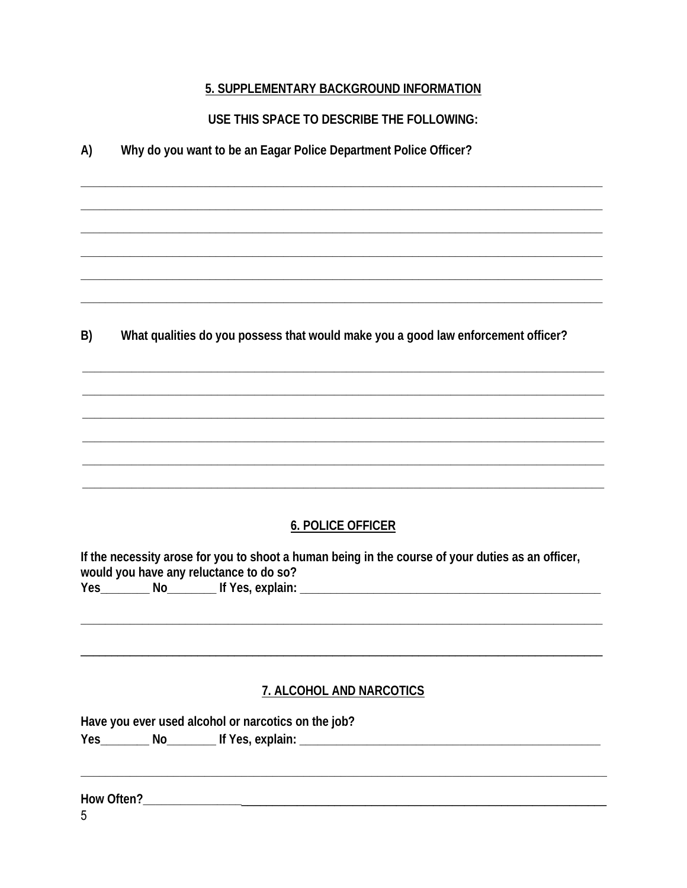## 5. SUPPLEMENTARY BACKGROUND INFORMATION

**USE THIS SPACE TO DESCRIBE THE FOLLOWING:**

**A) Why do you want to be an Eagar Police Department Police Officer?**

______________________________________________________________________________

______________________________________________________________________________

______________________________________________________________________________

______________________________________________________________________________

______________________________________________________________________________

______________________________________________________________________________

**B) What qualities do you possess that would make you a good law enforcement officer?**

______________________________________________________________________________

______________________________________________________________________________

______________________________________________________________________________

______________________________________________________________________________

______________________________________________________________________________

______________________________________________________________________________

## 6. POLICE OFFICER

**If the necessity arose for you to shoot a human being in the course of your duties as an officer, would you have any reluctance to do so?**

**Yes________ No________ If Yes, explain:** ____________________________________________

______________________________________________________________________________

______________________________________________________________________________

## 7. ALCOHOL AND NARCOTICS

**Have you ever used alcohol or narcotics on the job?**

**Yes________ No________ If Yes, explain:** ____________________________________________

______________________________________________________________________________

**How Often?**______________________________________________________________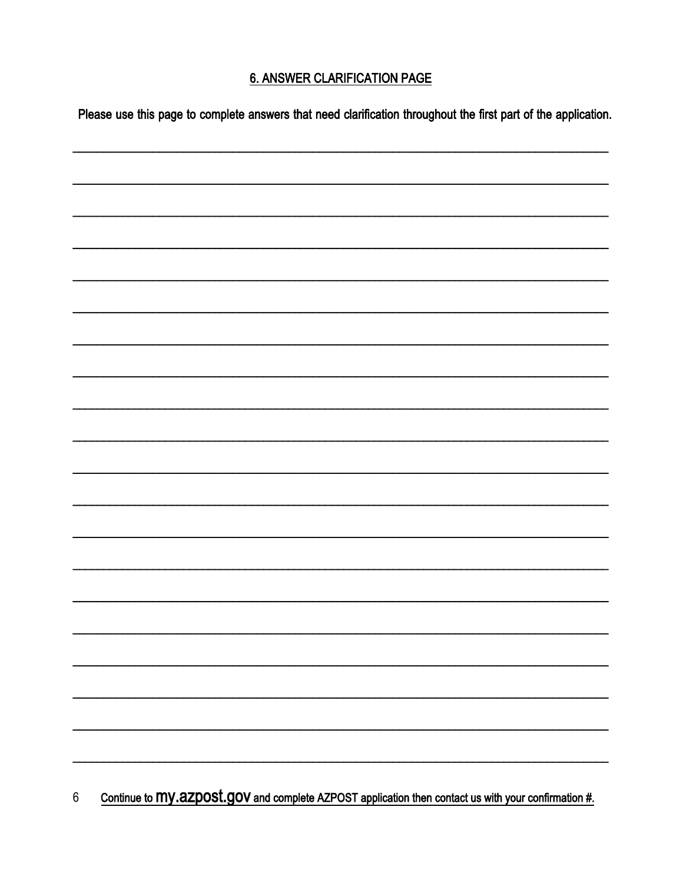## 6. ANSWER CLARIFICATION PAGE

Please use this page to complete answers that need clarification throughout the first part of the application.

______________________________________________________________________________

______________________________________________________________________________

______________________________________________________________________________

______________________________________________________________________________

______________________________________________________________________________

______________________________________________________________________________

______________________________________________________________________________

______________________________________________________________________________

______________________________________________________________________________

______________________________________________________________________________

______________________________________________________________________________

______________________________________________________________________________

______________________________________________________________________________

______________________________________________________________________________

______________________________________________________________________________

______________________________________________________________________________

______________________________________________________________________________

______________________________________________________________________________

______________________________________________________________________________

______________________________________________________________________________

Continue to **my.azpost.gov** and complete AZPOST application then contact us with your confirmation #.